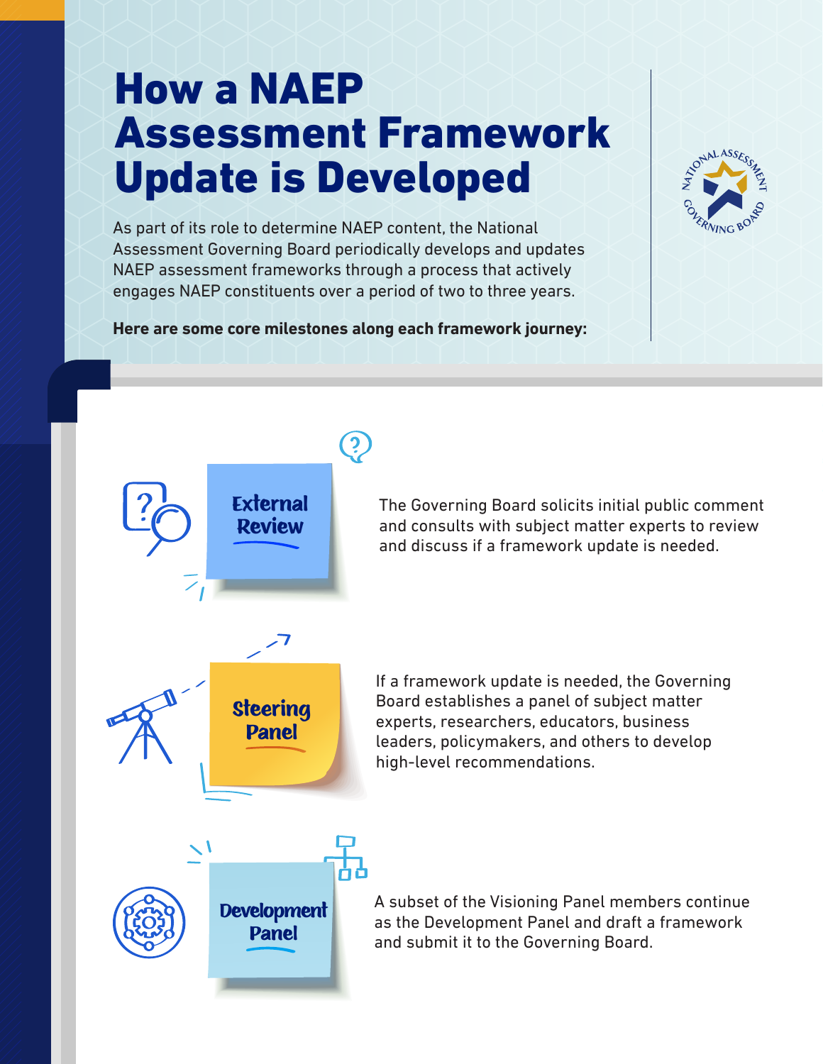# How a NAEP Assessment Framework Update is Developed

As part of its role to determine NAEP content, the National Assessment Governing Board periodically develops and updates NAEP assessment frameworks through a process that actively engages NAEP constituents over a period of two to three years.

**Here are some core milestones along each framework journey:**

## External Review

The Governing Board solicits initial public comment and consults with subject matter experts to review and discuss if a framework update is needed.

## Steering Panel

If a framework update is needed, the Governing Board establishes a panel of subject matter experts, researchers, educators, business leaders, policymakers, and others to develop high-level recommendations.

## Development Panel

A subset of the Visioning Panel members continue as the Development Panel and draft a framework and submit it to the Governing Board.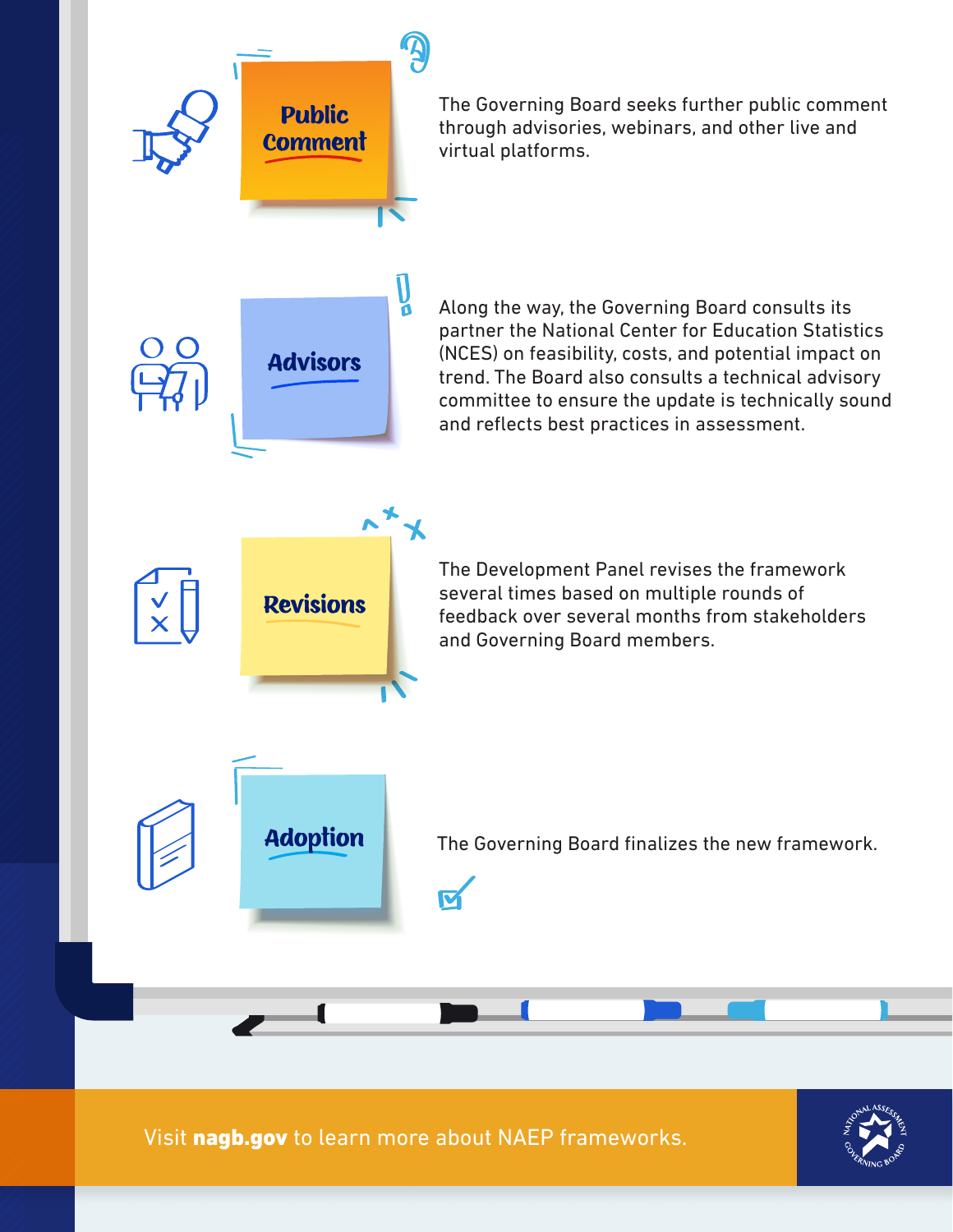## Public Comment

The Governing Board seeks further public comment through advisories, webinars, and other live and virtual platforms.

## Advisors

Along the way, the Governing Board consults its partner the National Center for Education Statistics (NCES) on feasibility, costs, and potential impact on trend. The Board also consults a technical advisory committee to ensure the update is technically sound and reflects best practices in assessment.

## Revisions

The Development Panel revises the framework several times based on multiple rounds of feedback over several months from stakeholders and Governing Board members.

## Adoption

The Governing Board finalizes the new framework.

Visit **nagb.gov** to learn more about NAEP frameworks.